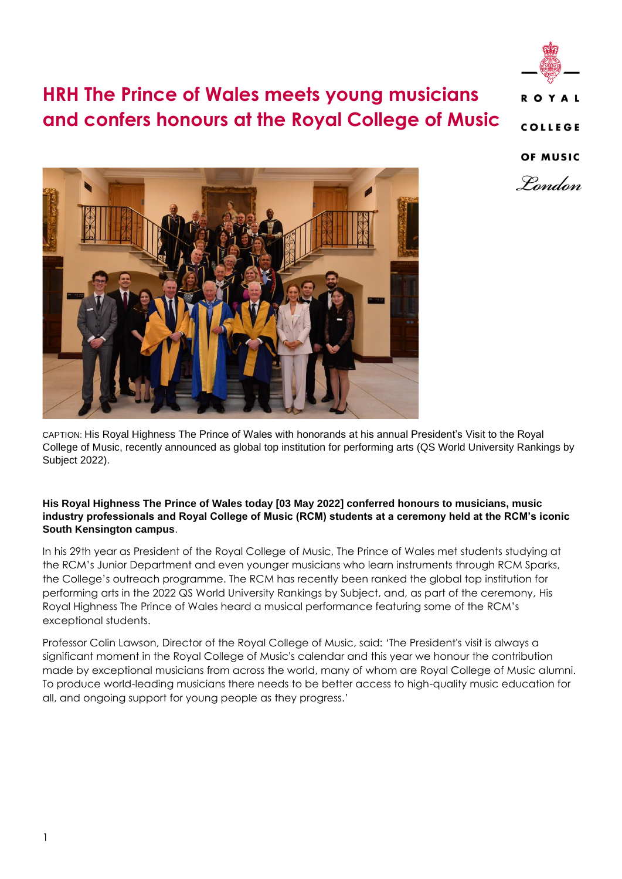# HRH The Prince of Wales meets young musicians and confers honours at the Royal College of Music

ROYAL COLLEGE OF MUSIC London

CAPTION: His Royal Highness The Prince of Wales with honorands at his annual President's Visit to the Royal College of Music, recently announced as global top institution for performing arts (QS World University Rankings by Subject 2022).

**His Royal Highness The Prince of Wales today [03 May 2022] conferred honours to musicians, music industry professionals and Royal College of Music (RCM) students at a ceremony held at the RCM's iconic South Kensington campus**.

In his 29th year as President of the Royal College of Music, The Prince of Wales met students studying at the RCM's Junior Department and even younger musicians who learn instruments through RCM Sparks, the College's outreach programme. The RCM has recently been ranked the global top institution for performing arts in the 2022 QS World University Rankings by Subject, and, as part of the ceremony, His Royal Highness The Prince of Wales heard a musical performance featuring some of the RCM's exceptional students.

Professor Colin Lawson, Director of the Royal College of Music, said: 'The President's visit is always a significant moment in the Royal College of Music's calendar and this year we honour the contribution made by exceptional musicians from across the world, many of whom are Royal College of Music alumni. To produce world-leading musicians there needs to be better access to high-quality music education for all, and ongoing support for young people as they progress.'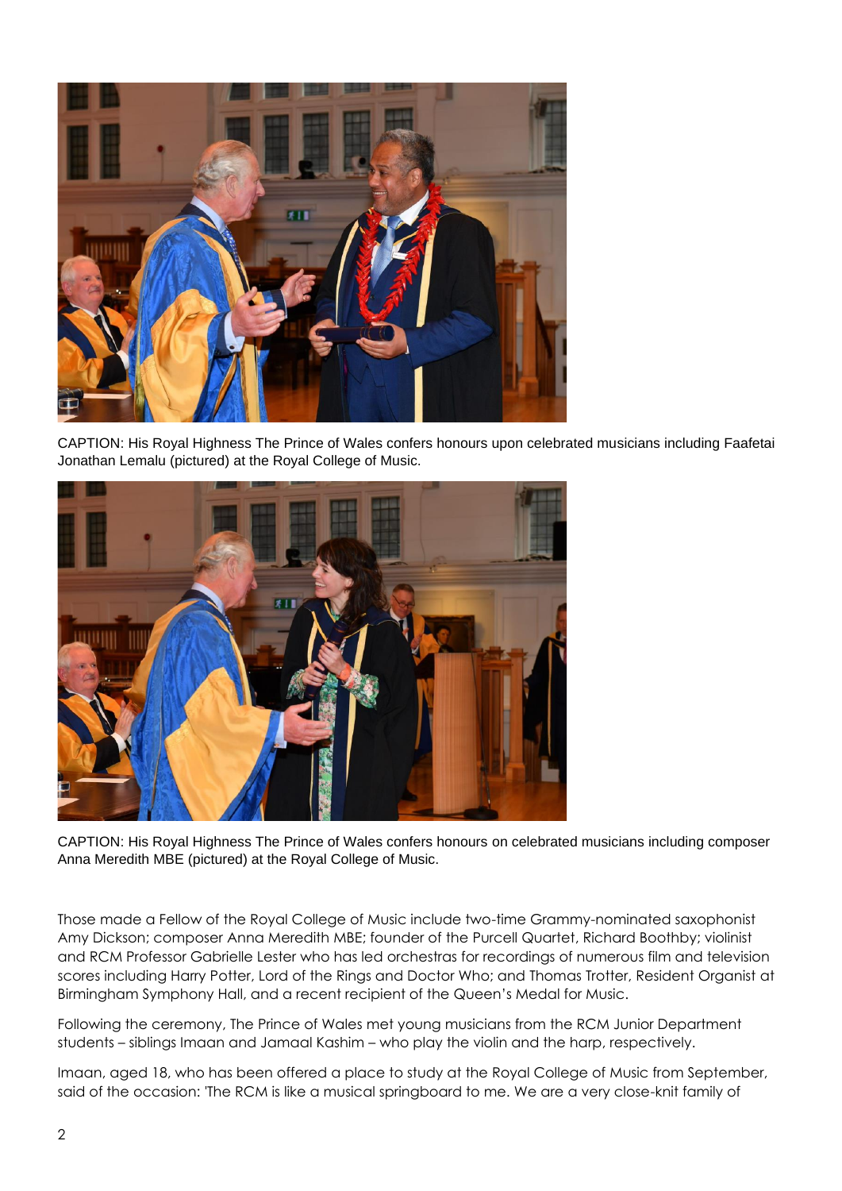CAPTION: His Royal Highness The Prince of Wales confers honours upon celebrated musicians including Faafetai Jonathan Lemalu (pictured) at the Royal College of Music.

CAPTION: His Royal Highness The Prince of Wales confers honours on celebrated musicians including composer Anna Meredith MBE (pictured) at the Royal College of Music.

Those made a Fellow of the Royal College of Music include two-time Grammy-nominated saxophonist Amy Dickson; composer Anna Meredith MBE; founder of the Purcell Quartet, Richard Boothby; violinist and RCM Professor Gabrielle Lester who has led orchestras for recordings of numerous film and television scores including Harry Potter, Lord of the Rings and Doctor Who; and Thomas Trotter, Resident Organist at Birmingham Symphony Hall, and a recent recipient of the Queen's Medal for Music.

Following the ceremony, The Prince of Wales met young musicians from the RCM Junior Department students – siblings Imaan and Jamaal Kashim – who play the violin and the harp, respectively.

Imaan, aged 18, who has been offered a place to study at the Royal College of Music from September, said of the occasion: 'The RCM is like a musical springboard to me. We are a very close-knit family of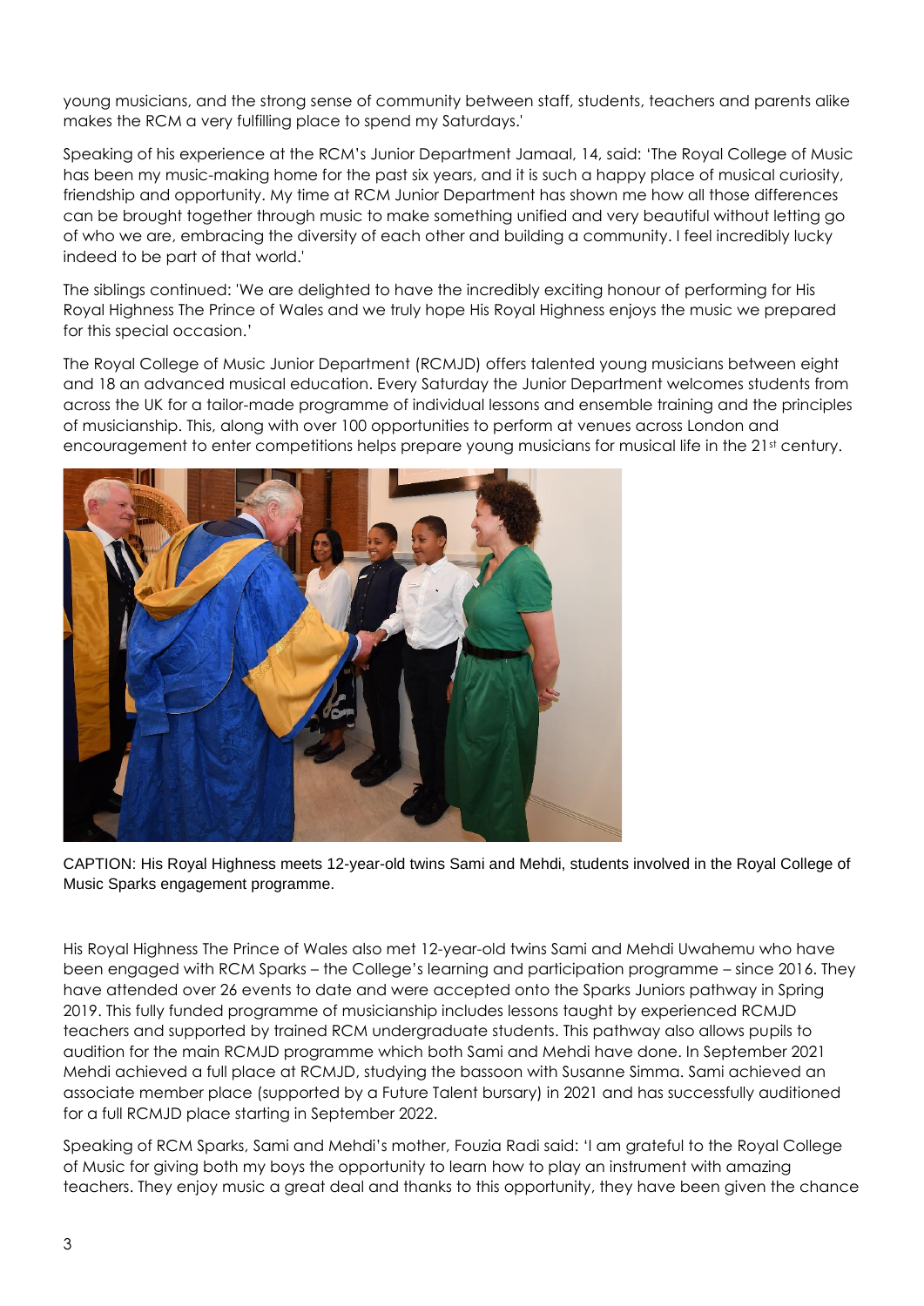young musicians, and the strong sense of community between staff, students, teachers and parents alike makes the RCM a very fulfilling place to spend my Saturdays.'

Speaking of his experience at the RCM's Junior Department Jamaal, 14, said: 'The Royal College of Music has been my music-making home for the past six years, and it is such a happy place of musical curiosity, friendship and opportunity. My time at RCM Junior Department has shown me how all those differences can be brought together through music to make something unified and very beautiful without letting go of who we are, embracing the diversity of each other and building a community. I feel incredibly lucky indeed to be part of that world.'

The siblings continued: 'We are delighted to have the incredibly exciting honour of performing for His Royal Highness The Prince of Wales and we truly hope His Royal Highness enjoys the music we prepared for this special occasion.'

The Royal College of Music Junior Department (RCMJD) offers talented young musicians between eight and 18 an advanced musical education. Every Saturday the Junior Department welcomes students from across the UK for a tailor-made programme of individual lessons and ensemble training and the principles of musicianship. This, along with over 100 opportunities to perform at venues across London and encouragement to enter competitions helps prepare young musicians for musical life in the 21st century.

CAPTION: His Royal Highness meets 12-year-old twins Sami and Mehdi, students involved in the Royal College of Music Sparks engagement programme.

His Royal Highness The Prince of Wales also met 12-year-old twins Sami and Mehdi Uwahemu who have been engaged with RCM Sparks – the College's learning and participation programme – since 2016. They have attended over 26 events to date and were accepted onto the Sparks Juniors pathway in Spring 2019. This fully funded programme of musicianship includes lessons taught by experienced RCMJD teachers and supported by trained RCM undergraduate students. This pathway also allows pupils to audition for the main RCMJD programme which both Sami and Mehdi have done. In September 2021 Mehdi achieved a full place at RCMJD, studying the bassoon with Susanne Simma. Sami achieved an associate member place (supported by a Future Talent bursary) in 2021 and has successfully auditioned for a full RCMJD place starting in September 2022.

Speaking of RCM Sparks, Sami and Mehdi's mother, Fouzia Radi said: 'I am grateful to the Royal College of Music for giving both my boys the opportunity to learn how to play an instrument with amazing teachers. They enjoy music a great deal and thanks to this opportunity, they have been given the chance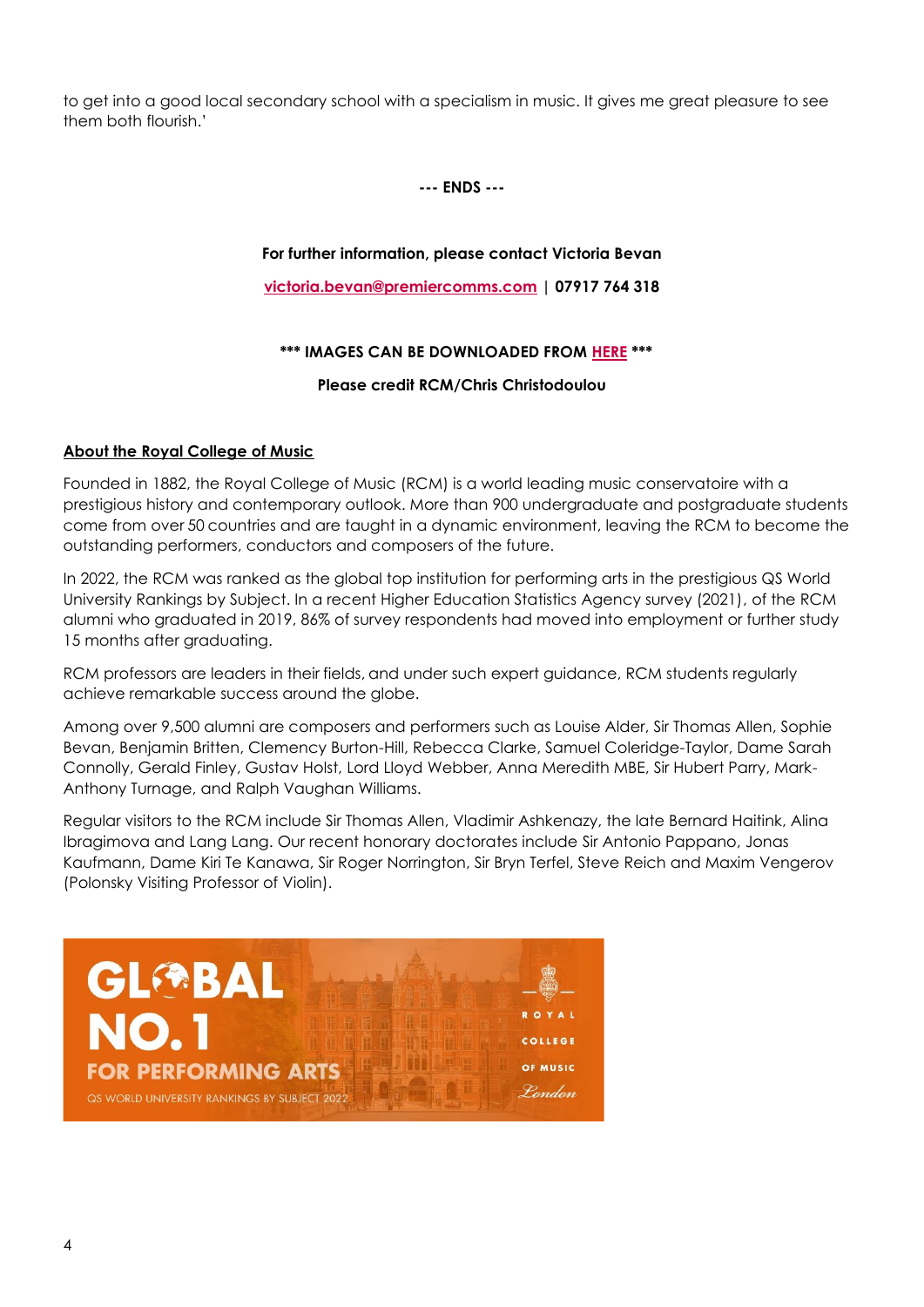to get into a good local secondary school with a specialism in music. It gives me great pleasure to see them both flourish.'

**--- ENDS ---**

**For further information, please contact Victoria Bevan**

**victoria.bevan@premiercomms.com | 07917 764 318**

**\*\*\* IMAGES CAN BE DOWNLOADED FROM HERE \*\*\***

**Please credit RCM/Chris Christodoulou**

**About the Royal College of Music**

Founded in 1882, the Royal College of Music (RCM) is a world leading music conservatoire with a prestigious history and contemporary outlook. More than 900 undergraduate and postgraduate students come from over 50 countries and are taught in a dynamic environment, leaving the RCM to become the outstanding performers, conductors and composers of the future.

In 2022, the RCM was ranked as the global top institution for performing arts in the prestigious QS World University Rankings by Subject. In a recent Higher Education Statistics Agency survey (2021), of the RCM alumni who graduated in 2019, 86% of survey respondents had moved into employment or further study 15 months after graduating.

RCM professors are leaders in their fields, and under such expert guidance, RCM students regularly achieve remarkable success around the globe.

Among over 9,500 alumni are composers and performers such as Louise Alder, Sir Thomas Allen, Sophie Bevan, Benjamin Britten, Clemency Burton-Hill, Rebecca Clarke, Samuel Coleridge-Taylor, Dame Sarah Connolly, Gerald Finley, Gustav Holst, Lord Lloyd Webber, Anna Meredith MBE, Sir Hubert Parry, Mark-Anthony Turnage, and Ralph Vaughan Williams.

Regular visitors to the RCM include Sir Thomas Allen, Vladimir Ashkenazy, the late Bernard Haitink, Alina Ibragimova and Lang Lang. Our recent honorary doctorates include Sir Antonio Pappano, Jonas Kaufmann, Dame Kiri Te Kanawa, Sir Roger Norrington, Sir Bryn Terfel, Steve Reich and Maxim Vengerov (Polonsky Visiting Professor of Violin).

GLOBAL NO. 1 FOR PERFORMING ARTS

QS WORLD UNIVERSITY RANKINGS BY SUBJECT 2022

ROYAL COLLEGE OF MUSIC London